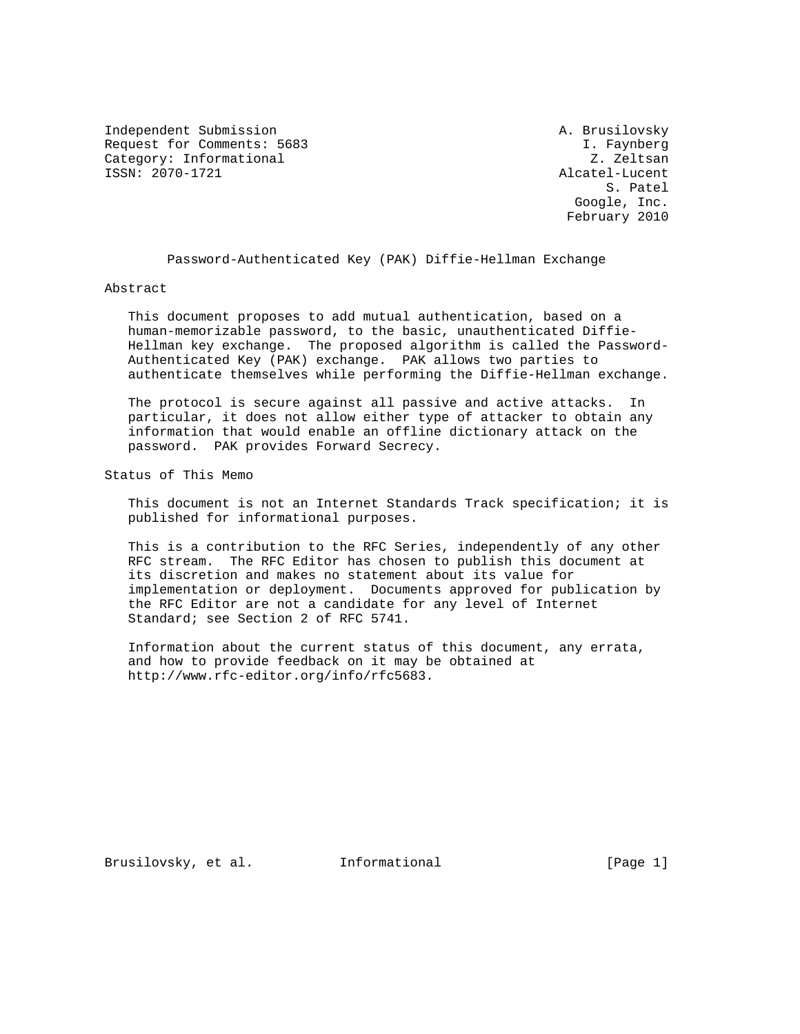Independent Submission — A. Brusilovsky
Request for Comments: 5683 — I. Faynberg
Category: Informational — Z. Zeltsan
ISSN: 2070-1721 — Alcatel-Lucent

S. Patel
Google, Inc.
February 2010

# Password-Authenticated Key (PAK) Diffie-Hellman Exchange

## Abstract

This document proposes to add mutual authentication, based on a human-memorizable password, to the basic, unauthenticated Diffie-Hellman key exchange. The proposed algorithm is called the Password-Authenticated Key (PAK) exchange. PAK allows two parties to authenticate themselves while performing the Diffie-Hellman exchange.

The protocol is secure against all passive and active attacks. In particular, it does not allow either type of attacker to obtain any information that would enable an offline dictionary attack on the password. PAK provides Forward Secrecy.

## Status of This Memo

This document is not an Internet Standards Track specification; it is published for informational purposes.

This is a contribution to the RFC Series, independently of any other RFC stream. The RFC Editor has chosen to publish this document at its discretion and makes no statement about its value for implementation or deployment. Documents approved for publication by the RFC Editor are not a candidate for any level of Internet Standard; see Section 2 of RFC 5741.

Information about the current status of this document, any errata, and how to provide feedback on it may be obtained at http://www.rfc-editor.org/info/rfc5683.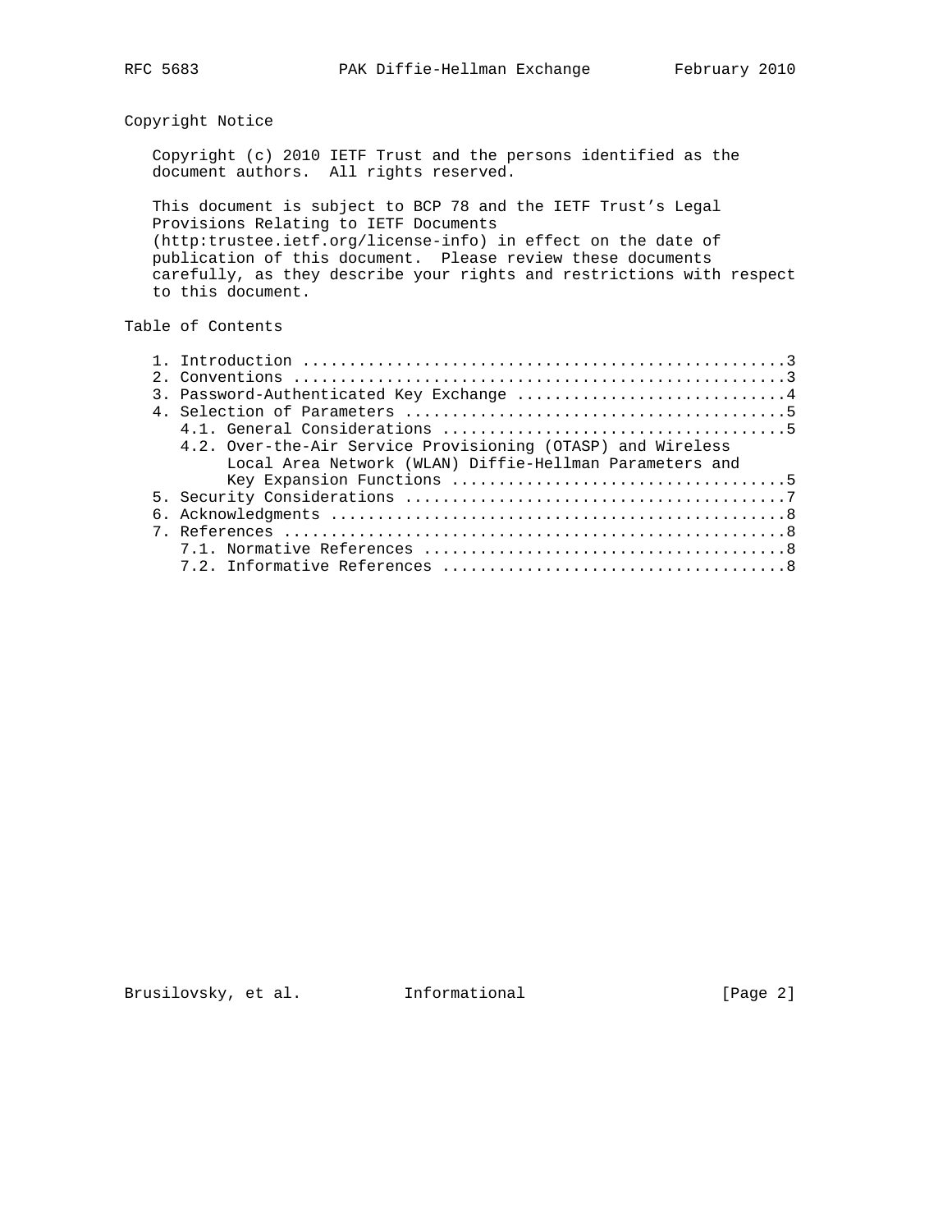## Copyright Notice

Copyright (c) 2010 IETF Trust and the persons identified as the document authors. All rights reserved.

This document is subject to BCP 78 and the IETF Trust's Legal Provisions Relating to IETF Documents (http:trustee.ietf.org/license-info) in effect on the date of publication of this document. Please review these documents carefully, as they describe your rights and restrictions with respect to this document.

## Table of Contents

```
   1. Introduction ....................................................3
   2. Conventions .....................................................3
   3. Password-Authenticated Key Exchange .............................4
   4. Selection of Parameters .........................................5
      4.1. General Considerations .....................................5
      4.2. Over-the-Air Service Provisioning (OTASP) and Wireless
           Local Area Network (WLAN) Diffie-Hellman Parameters and
           Key Expansion Functions ....................................5
   5. Security Considerations .........................................7
   6. Acknowledgments .................................................8
   7. References ......................................................8
      7.1. Normative References .......................................8
      7.2. Informative References .....................................8
```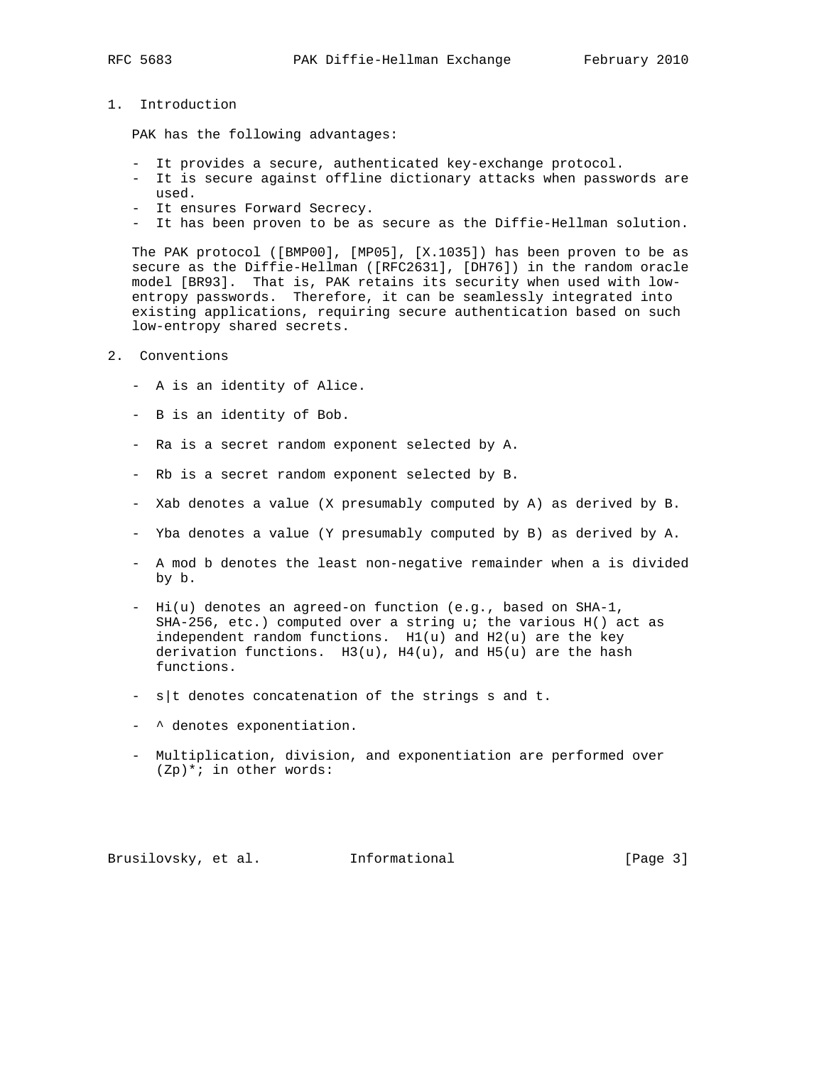## 1. Introduction

PAK has the following advantages:

- It provides a secure, authenticated key-exchange protocol.
- It is secure against offline dictionary attacks when passwords are used.
- It ensures Forward Secrecy.
- It has been proven to be as secure as the Diffie-Hellman solution.

The PAK protocol ([BMP00], [MP05], [X.1035]) has been proven to be as secure as the Diffie-Hellman ([RFC2631], [DH76]) in the random oracle model [BR93]. That is, PAK retains its security when used with low-entropy passwords. Therefore, it can be seamlessly integrated into existing applications, requiring secure authentication based on such low-entropy shared secrets.

## 2. Conventions

- A is an identity of Alice.

- B is an identity of Bob.

- Ra is a secret random exponent selected by A.

- Rb is a secret random exponent selected by B.

- Xab denotes a value (X presumably computed by A) as derived by B.

- Yba denotes a value (Y presumably computed by B) as derived by A.

- A mod b denotes the least non-negative remainder when a is divided by b.

- Hi(u) denotes an agreed-on function (e.g., based on SHA-1, SHA-256, etc.) computed over a string u; the various H() act as independent random functions. H1(u) and H2(u) are the key derivation functions. H3(u), H4(u), and H5(u) are the hash functions.

- s|t denotes concatenation of the strings s and t.

- ^ denotes exponentiation.

- Multiplication, division, and exponentiation are performed over (Zp)*; in other words: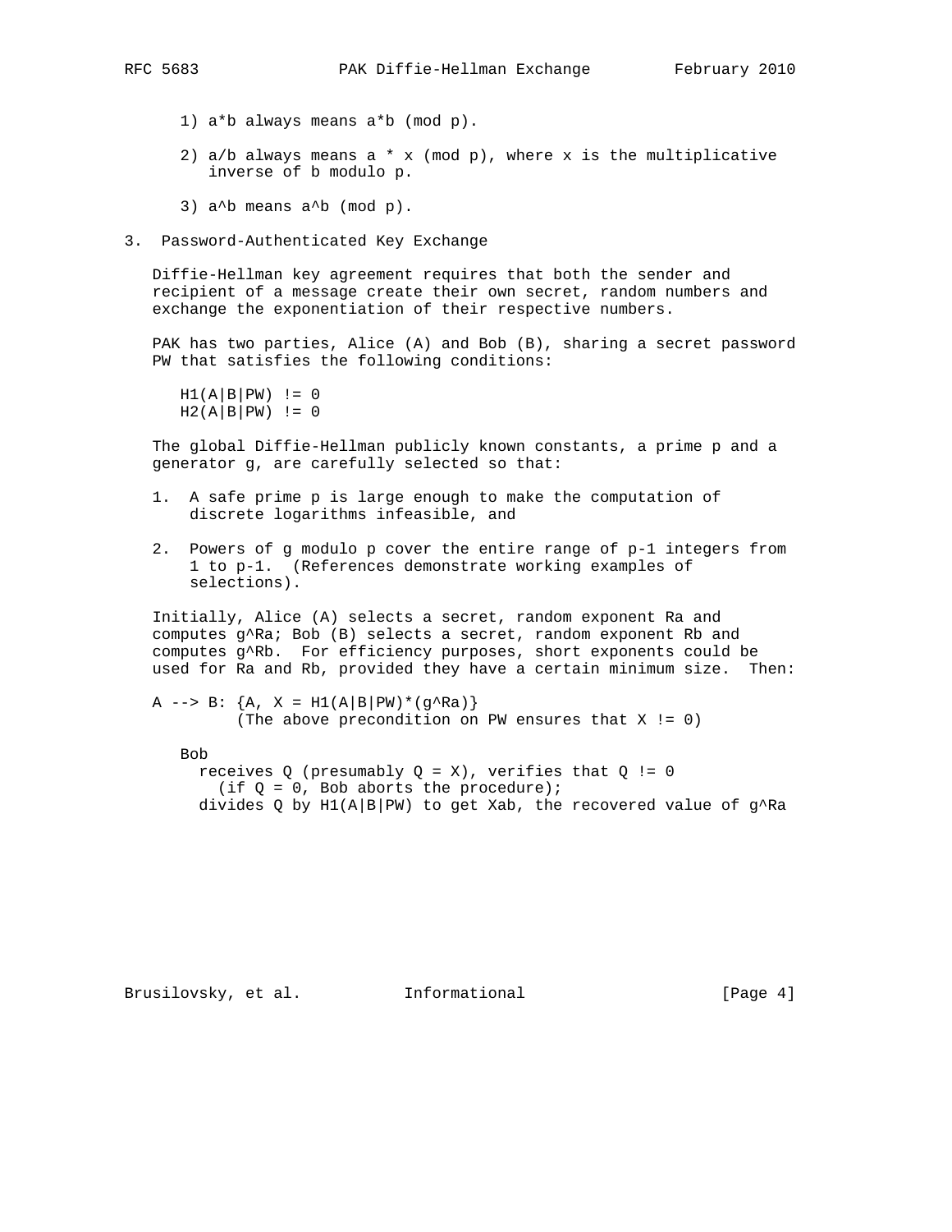1) $a*b$ always means $a*b \pmod{p}$.

2) $a/b$ always means $a * x \pmod{p}$, where $x$ is the multiplicative inverse of $b$ modulo $p$.

3) $a^b$ means $a^b \pmod{p}$.

## 3. Password-Authenticated Key Exchange

Diffie-Hellman key agreement requires that both the sender and recipient of a message create their own secret, random numbers and exchange the exponentiation of their respective numbers.

PAK has two parties, Alice (A) and Bob (B), sharing a secret password PW that satisfies the following conditions:

```
H1(A|B|PW) != 0
H2(A|B|PW) != 0
```

The global Diffie-Hellman publicly known constants, a prime $p$ and a generator $g$, are carefully selected so that:

1. A safe prime $p$ is large enough to make the computation of discrete logarithms infeasible, and

2. Powers of $g$ modulo $p$ cover the entire range of $p-1$ integers from 1 to $p-1$. (References demonstrate working examples of selections).

Initially, Alice (A) selects a secret, random exponent Ra and computes g^Ra; Bob (B) selects a secret, random exponent Rb and computes g^Rb. For efficiency purposes, short exponents could be used for Ra and Rb, provided they have a certain minimum size. Then:

```
A --> B: {A, X = H1(A|B|PW)*(g^Ra)}
         (The above precondition on PW ensures that X != 0)

   Bob
     receives Q (presumably Q = X), verifies that Q != 0
       (if Q = 0, Bob aborts the procedure);
     divides Q by H1(A|B|PW) to get Xab, the recovered value of g^Ra
```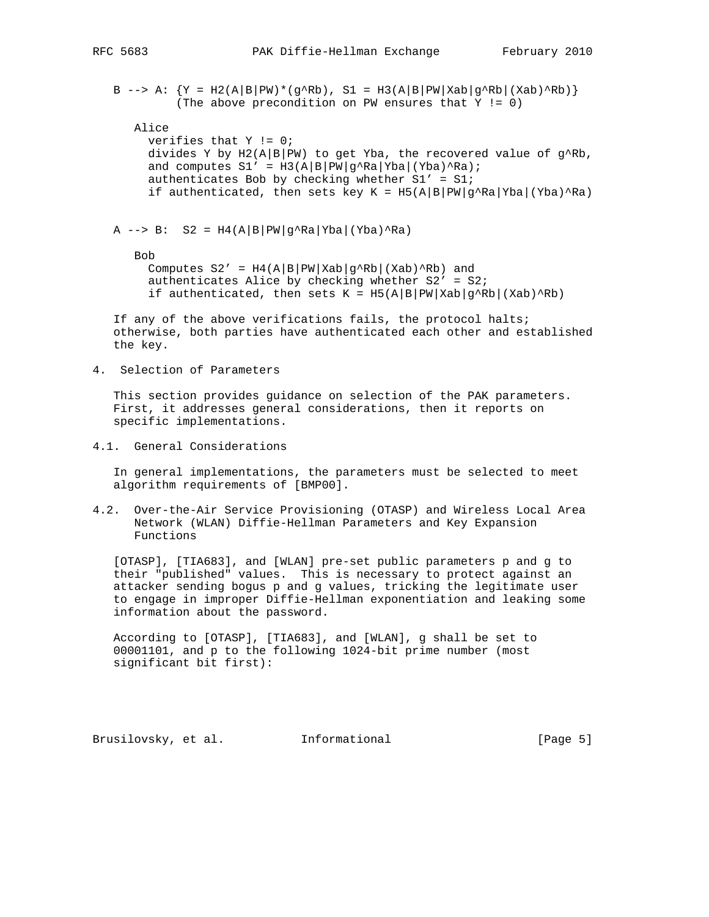```
B --> A: {Y = H2(A|B|PW)*(g^Rb), S1 = H3(A|B|PW|Xab|g^Rb|(Xab)^Rb)}
         (The above precondition on PW ensures that Y != 0)

   Alice
     verifies that Y != 0;
     divides Y by H2(A|B|PW) to get Yba, the recovered value of g^Rb,
     and computes S1' = H3(A|B|PW|g^Ra|Yba|(Yba)^Ra);
     authenticates Bob by checking whether S1' = S1;
     if authenticated, then sets key K = H5(A|B|PW|g^Ra|Yba|(Yba)^Ra)


A --> B:  S2 = H4(A|B|PW|g^Ra|Yba|(Yba)^Ra)

   Bob
     Computes S2' = H4(A|B|PW|Xab|g^Rb|(Xab)^Rb) and
     authenticates Alice by checking whether S2' = S2;
     if authenticated, then sets K = H5(A|B|PW|Xab|g^Rb|(Xab)^Rb)
```

If any of the above verifications fails, the protocol halts; otherwise, both parties have authenticated each other and established the key.

## 4. Selection of Parameters

This section provides guidance on selection of the PAK parameters. First, it addresses general considerations, then it reports on specific implementations.

### 4.1. General Considerations

In general implementations, the parameters must be selected to meet algorithm requirements of [BMP00].

### 4.2. Over-the-Air Service Provisioning (OTASP) and Wireless Local Area Network (WLAN) Diffie-Hellman Parameters and Key Expansion Functions

[OTASP], [TIA683], and [WLAN] pre-set public parameters p and g to their "published" values. This is necessary to protect against an attacker sending bogus p and g values, tricking the legitimate user to engage in improper Diffie-Hellman exponentiation and leaking some information about the password.

According to [OTASP], [TIA683], and [WLAN], g shall be set to 00001101, and p to the following 1024-bit prime number (most significant bit first):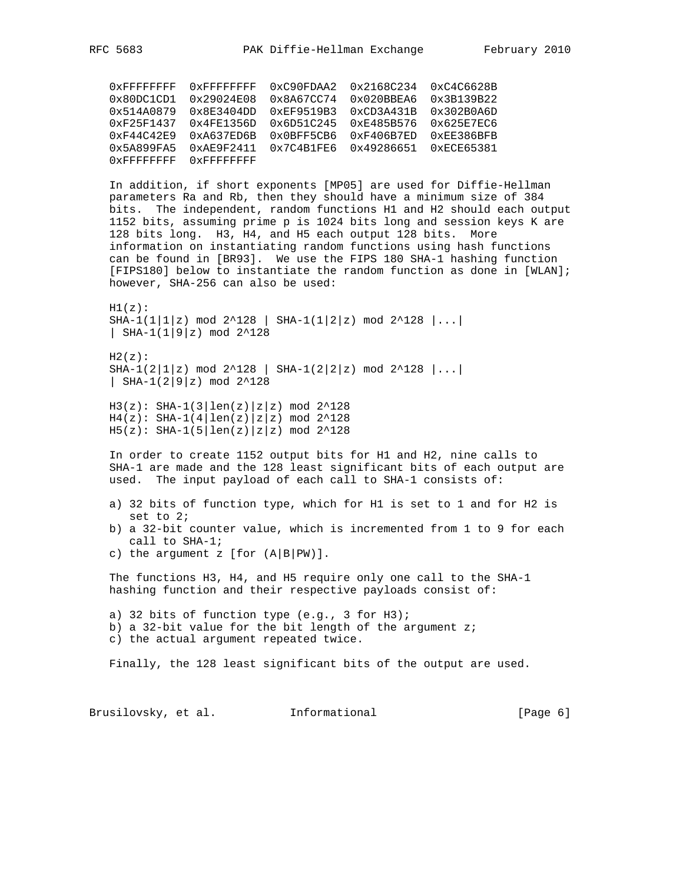```
0xFFFFFFFF  0xFFFFFFFF  0xC90FDAA2  0x2168C234  0xC4C6628B
0x80DC1CD1  0x29024E08  0x8A67CC74  0x020BBEA6  0x3B139B22
0x514A0879  0x8E3404DD  0xEF9519B3  0xCD3A431B  0x302B0A6D
0xF25F1437  0x4FE1356D  0x6D51C245  0xE485B576  0x625E7EC6
0xF44C42E9  0xA637ED6B  0x0BFF5CB6  0xF406B7ED  0xEE386BFB
0x5A899FA5  0xAE9F2411  0x7C4B1FE6  0x49286651  0xECE65381
0xFFFFFFFF  0xFFFFFFFF
```

In addition, if short exponents [MP05] are used for Diffie-Hellman parameters Ra and Rb, then they should have a minimum size of 384 bits. The independent, random functions H1 and H2 should each output 1152 bits, assuming prime p is 1024 bits long and session keys K are 128 bits long. H3, H4, and H5 each output 128 bits. More information on instantiating random functions using hash functions can be found in [BR93]. We use the FIPS 180 SHA-1 hashing function [FIPS180] below to instantiate the random function as done in [WLAN]; however, SHA-256 can also be used:

```
H1(z):
SHA-1(1|1|z) mod 2^128 | SHA-1(1|2|z) mod 2^128 |...|
| SHA-1(1|9|z) mod 2^128

H2(z):
SHA-1(2|1|z) mod 2^128 | SHA-1(2|2|z) mod 2^128 |...|
| SHA-1(2|9|z) mod 2^128

H3(z): SHA-1(3|len(z)|z|z) mod 2^128
H4(z): SHA-1(4|len(z)|z|z) mod 2^128
H5(z): SHA-1(5|len(z)|z|z) mod 2^128
```

In order to create 1152 output bits for H1 and H2, nine calls to SHA-1 are made and the 128 least significant bits of each output are used. The input payload of each call to SHA-1 consists of:

a) 32 bits of function type, which for H1 is set to 1 and for H2 is set to 2;
b) a 32-bit counter value, which is incremented from 1 to 9 for each call to SHA-1;
c) the argument z [for (A|B|PW)].

The functions H3, H4, and H5 require only one call to the SHA-1 hashing function and their respective payloads consist of:

a) 32 bits of function type (e.g., 3 for H3);
b) a 32-bit value for the bit length of the argument z;
c) the actual argument repeated twice.

Finally, the 128 least significant bits of the output are used.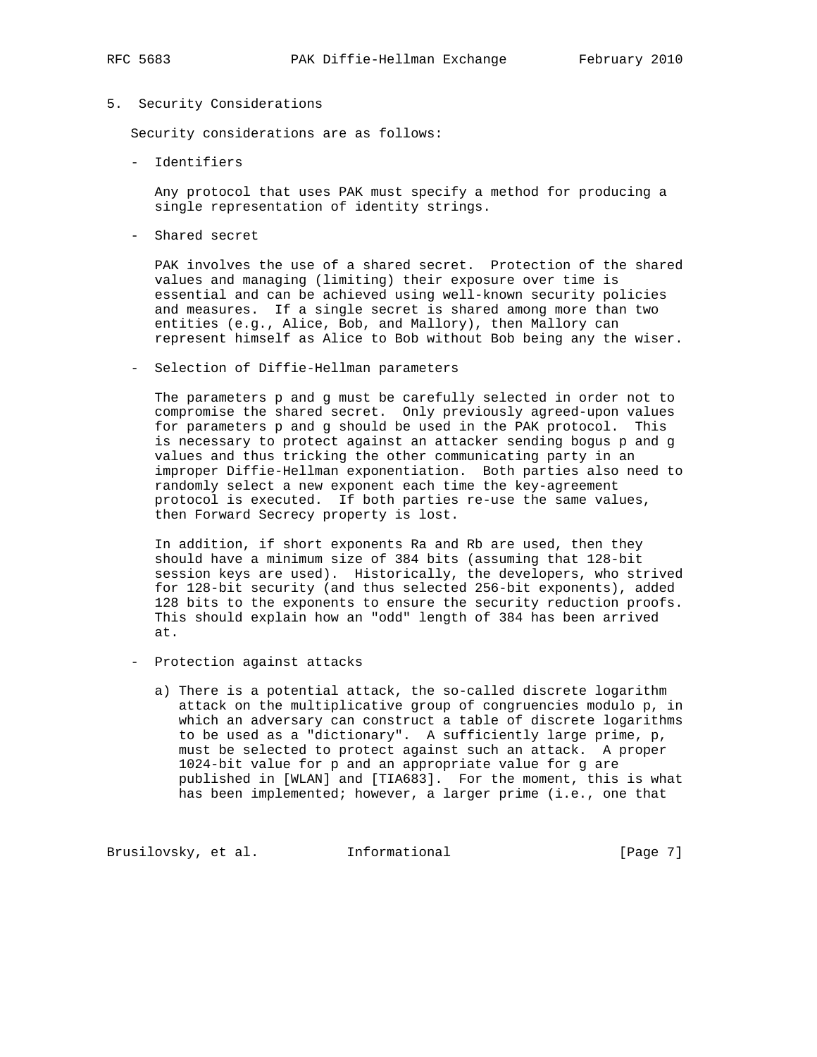## 5. Security Considerations

Security considerations are as follows:

- Identifiers

  Any protocol that uses PAK must specify a method for producing a single representation of identity strings.

- Shared secret

  PAK involves the use of a shared secret. Protection of the shared values and managing (limiting) their exposure over time is essential and can be achieved using well-known security policies and measures. If a single secret is shared among more than two entities (e.g., Alice, Bob, and Mallory), then Mallory can represent himself as Alice to Bob without Bob being any the wiser.

- Selection of Diffie-Hellman parameters

  The parameters p and g must be carefully selected in order not to compromise the shared secret. Only previously agreed-upon values for parameters p and g should be used in the PAK protocol. This is necessary to protect against an attacker sending bogus p and g values and thus tricking the other communicating party in an improper Diffie-Hellman exponentiation. Both parties also need to randomly select a new exponent each time the key-agreement protocol is executed. If both parties re-use the same values, then Forward Secrecy property is lost.

  In addition, if short exponents Ra and Rb are used, then they should have a minimum size of 384 bits (assuming that 128-bit session keys are used). Historically, the developers, who strived for 128-bit security (and thus selected 256-bit exponents), added 128 bits to the exponents to ensure the security reduction proofs. This should explain how an "odd" length of 384 has been arrived at.

- Protection against attacks

  a) There is a potential attack, the so-called discrete logarithm attack on the multiplicative group of congruencies modulo p, in which an adversary can construct a table of discrete logarithms to be used as a "dictionary". A sufficiently large prime, p, must be selected to protect against such an attack. A proper 1024-bit value for p and an appropriate value for g are published in [WLAN] and [TIA683]. For the moment, this is what has been implemented; however, a larger prime (i.e., one that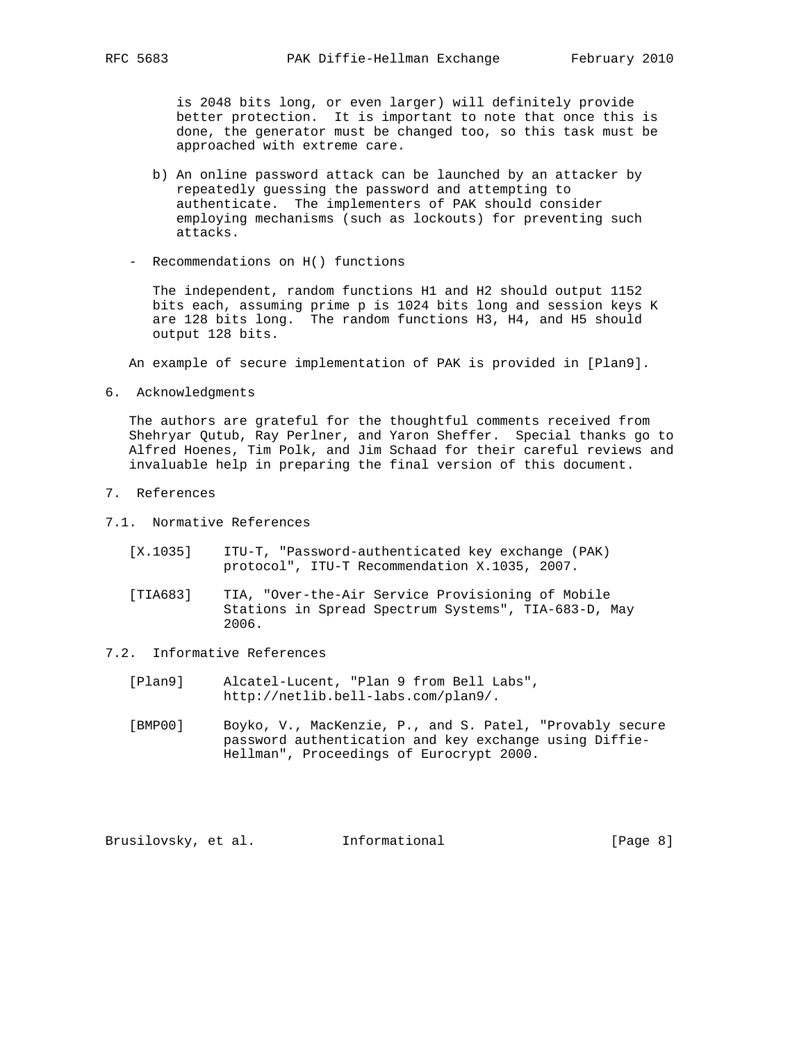is 2048 bits long, or even larger) will definitely provide better protection. It is important to note that once this is done, the generator must be changed too, so this task must be approached with extreme care.

b) An online password attack can be launched by an attacker by repeatedly guessing the password and attempting to authenticate. The implementers of PAK should consider employing mechanisms (such as lockouts) for preventing such attacks.

- Recommendations on H() functions

  The independent, random functions H1 and H2 should output 1152 bits each, assuming prime p is 1024 bits long and session keys K are 128 bits long. The random functions H3, H4, and H5 should output 128 bits.

An example of secure implementation of PAK is provided in [Plan9].

## 6. Acknowledgments

The authors are grateful for the thoughtful comments received from Shehryar Qutub, Ray Perlner, and Yaron Sheffer. Special thanks go to Alfred Hoenes, Tim Polk, and Jim Schaad for their careful reviews and invaluable help in preparing the final version of this document.

## 7. References

### 7.1. Normative References

[X.1035] ITU-T, "Password-authenticated key exchange (PAK) protocol", ITU-T Recommendation X.1035, 2007.

[TIA683] TIA, "Over-the-Air Service Provisioning of Mobile Stations in Spread Spectrum Systems", TIA-683-D, May 2006.

### 7.2. Informative References

[Plan9] Alcatel-Lucent, "Plan 9 from Bell Labs", http://netlib.bell-labs.com/plan9/.

[BMP00] Boyko, V., MacKenzie, P., and S. Patel, "Provably secure password authentication and key exchange using Diffie-Hellman", Proceedings of Eurocrypt 2000.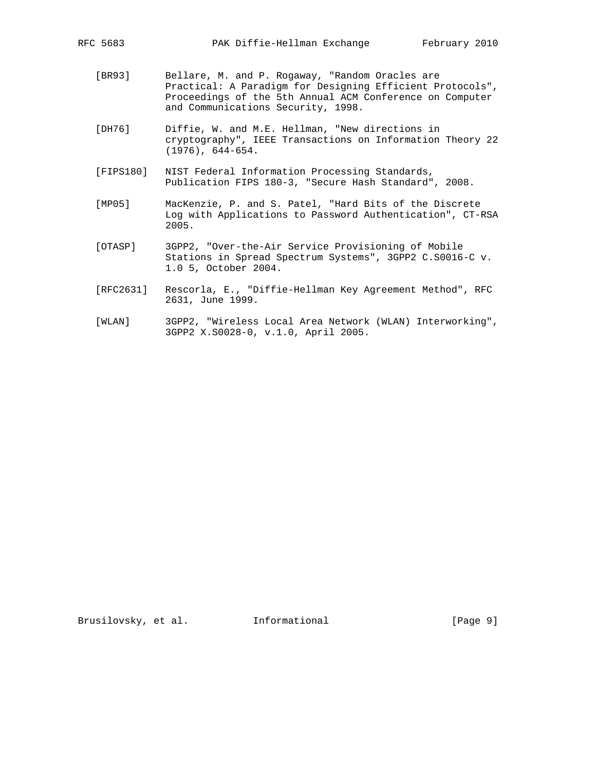[BR93] Bellare, M. and P. Rogaway, "Random Oracles are Practical: A Paradigm for Designing Efficient Protocols", Proceedings of the 5th Annual ACM Conference on Computer and Communications Security, 1998.

[DH76] Diffie, W. and M.E. Hellman, "New directions in cryptography", IEEE Transactions on Information Theory 22 (1976), 644-654.

[FIPS180] NIST Federal Information Processing Standards, Publication FIPS 180-3, "Secure Hash Standard", 2008.

[MP05] MacKenzie, P. and S. Patel, "Hard Bits of the Discrete Log with Applications to Password Authentication", CT-RSA 2005.

[OTASP] 3GPP2, "Over-the-Air Service Provisioning of Mobile Stations in Spread Spectrum Systems", 3GPP2 C.S0016-C v. 1.0 5, October 2004.

[RFC2631] Rescorla, E., "Diffie-Hellman Key Agreement Method", RFC 2631, June 1999.

[WLAN] 3GPP2, "Wireless Local Area Network (WLAN) Interworking", 3GPP2 X.S0028-0, v.1.0, April 2005.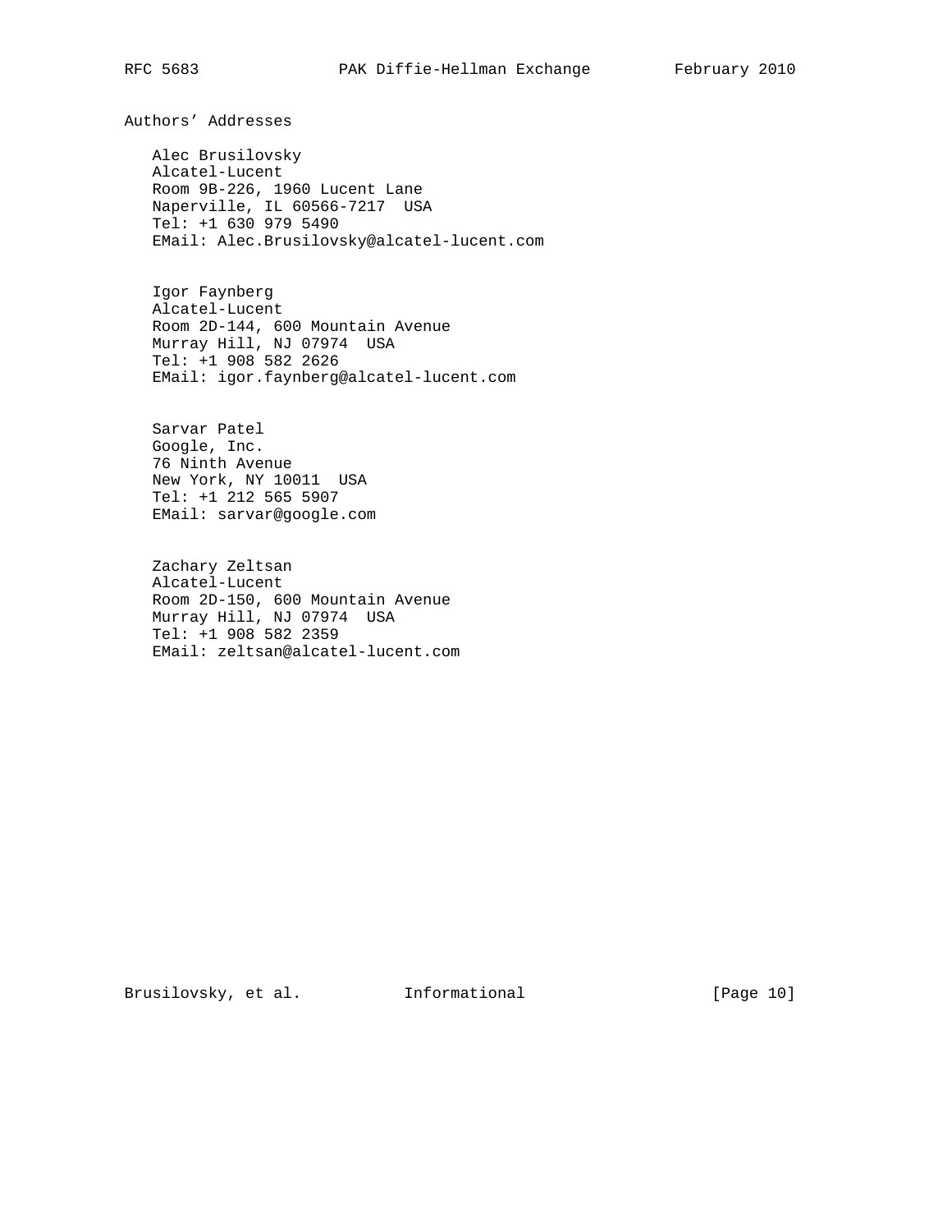## Authors' Addresses

Alec Brusilovsky
Alcatel-Lucent
Room 9B-226, 1960 Lucent Lane
Naperville, IL 60566-7217  USA
Tel: +1 630 979 5490
EMail: Alec.Brusilovsky@alcatel-lucent.com

Igor Faynberg
Alcatel-Lucent
Room 2D-144, 600 Mountain Avenue
Murray Hill, NJ 07974  USA
Tel: +1 908 582 2626
EMail: igor.faynberg@alcatel-lucent.com

Sarvar Patel
Google, Inc.
76 Ninth Avenue
New York, NY 10011  USA
Tel: +1 212 565 5907
EMail: sarvar@google.com

Zachary Zeltsan
Alcatel-Lucent
Room 2D-150, 600 Mountain Avenue
Murray Hill, NJ 07974  USA
Tel: +1 908 582 2359
EMail: zeltsan@alcatel-lucent.com